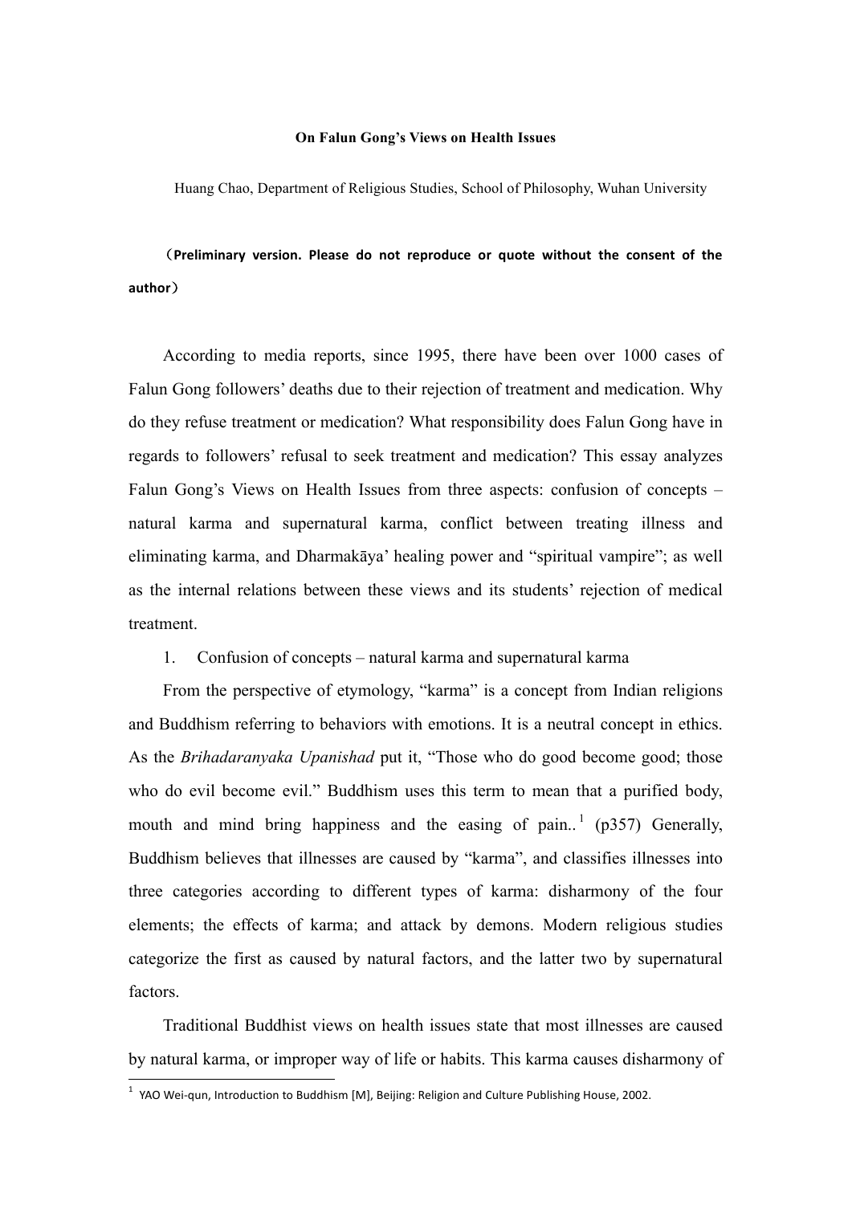**On Falun Gong's Views on Health Issues**

Huang Chao, Department of Religious Studies, School of Philosophy, Wuhan University

（**Preliminary version. Please do not reproduce or quote without the consent of the author**）

According to media reports, since 1995, there have been over 1000 cases of Falun Gong followers' deaths due to their rejection of treatment and medication. Why do they refuse treatment or medication? What responsibility does Falun Gong have in regards to followers' refusal to seek treatment and medication? This essay analyzes Falun Gong's Views on Health Issues from three aspects: confusion of concepts – natural karma and supernatural karma, conflict between treating illness and eliminating karma, and Dharmakāya' healing power and "spiritual vampire"; as well as the internal relations between these views and its students' rejection of medical treatment.

1. Confusion of concepts – natural karma and supernatural karma

From the perspective of etymology, "karma" is a concept from Indian religions and Buddhism referring to behaviors with emotions. It is a neutral concept in ethics. As the *Brihadaranyaka Upanishad* put it, "Those who do good become good; those who do evil become evil." Buddhism uses this term to mean that a purified body, mouth and mind bring happiness and the easing of pain..[1] (p357) Generally, Buddhism believes that illnesses are caused by "karma", and classifies illnesses into three categories according to different types of karma: disharmony of the four elements; the effects of karma; and attack by demons. Modern religious studies categorize the first as caused by natural factors, and the latter two by supernatural factors.

Traditional Buddhist views on health issues state that most illnesses are caused by natural karma, or improper way of life or habits. This karma causes disharmony of

[1] YAO Wei-qun, Introduction to Buddhism [M], Beijing: Religion and Culture Publishing House, 2002.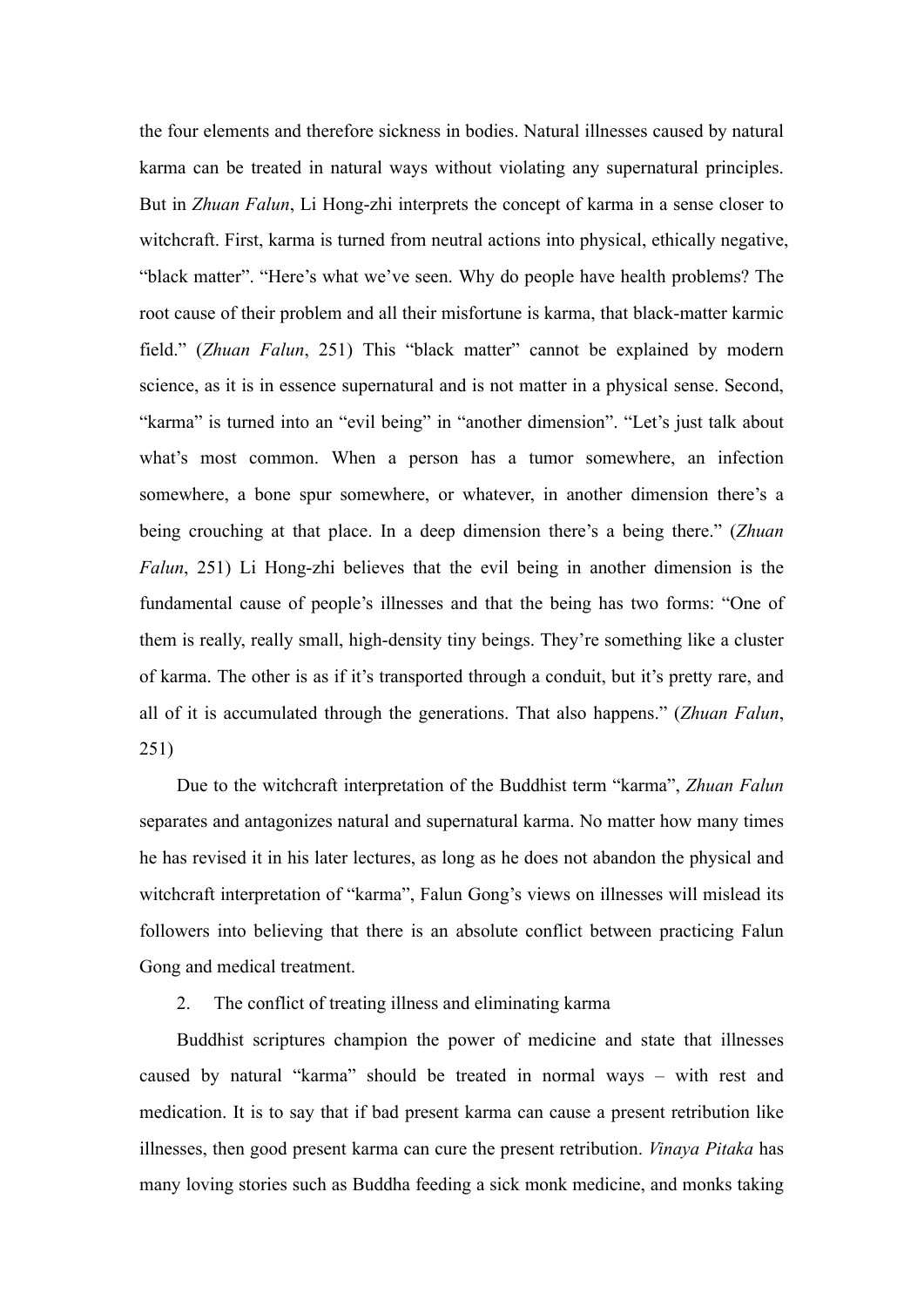the four elements and therefore sickness in bodies. Natural illnesses caused by natural karma can be treated in natural ways without violating any supernatural principles. But in *Zhuan Falun*, Li Hong-zhi interprets the concept of karma in a sense closer to witchcraft. First, karma is turned from neutral actions into physical, ethically negative, "black matter". "Here's what we've seen. Why do people have health problems? The root cause of their problem and all their misfortune is karma, that black-matter karmic field." (*Zhuan Falun*, 251) This "black matter" cannot be explained by modern science, as it is in essence supernatural and is not matter in a physical sense. Second, "karma" is turned into an "evil being" in "another dimension". "Let's just talk about what's most common. When a person has a tumor somewhere, an infection somewhere, a bone spur somewhere, or whatever, in another dimension there's a being crouching at that place. In a deep dimension there's a being there." (*Zhuan Falun*, 251) Li Hong-zhi believes that the evil being in another dimension is the fundamental cause of people's illnesses and that the being has two forms: "One of them is really, really small, high-density tiny beings. They're something like a cluster of karma. The other is as if it's transported through a conduit, but it's pretty rare, and all of it is accumulated through the generations. That also happens." (*Zhuan Falun*, 251)

Due to the witchcraft interpretation of the Buddhist term "karma", *Zhuan Falun* separates and antagonizes natural and supernatural karma. No matter how many times he has revised it in his later lectures, as long as he does not abandon the physical and witchcraft interpretation of "karma", Falun Gong's views on illnesses will mislead its followers into believing that there is an absolute conflict between practicing Falun Gong and medical treatment.

2. The conflict of treating illness and eliminating karma

Buddhist scriptures champion the power of medicine and state that illnesses caused by natural "karma" should be treated in normal ways – with rest and medication. It is to say that if bad present karma can cause a present retribution like illnesses, then good present karma can cure the present retribution. *Vinaya Pitaka* has many loving stories such as Buddha feeding a sick monk medicine, and monks taking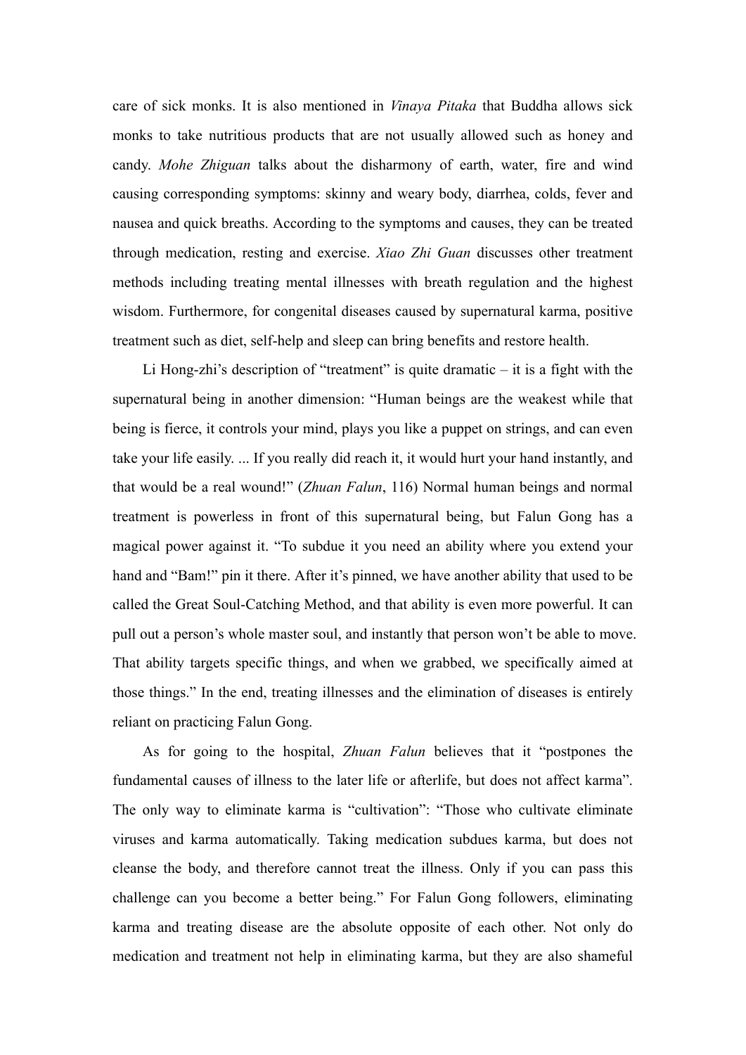care of sick monks. It is also mentioned in *Vinaya Pitaka* that Buddha allows sick monks to take nutritious products that are not usually allowed such as honey and candy. *Mohe Zhiguan* talks about the disharmony of earth, water, fire and wind causing corresponding symptoms: skinny and weary body, diarrhea, colds, fever and nausea and quick breaths. According to the symptoms and causes, they can be treated through medication, resting and exercise. *Xiao Zhi Guan* discusses other treatment methods including treating mental illnesses with breath regulation and the highest wisdom. Furthermore, for congenital diseases caused by supernatural karma, positive treatment such as diet, self-help and sleep can bring benefits and restore health.

Li Hong-zhi's description of "treatment" is quite dramatic – it is a fight with the supernatural being in another dimension: "Human beings are the weakest while that being is fierce, it controls your mind, plays you like a puppet on strings, and can even take your life easily. ... If you really did reach it, it would hurt your hand instantly, and that would be a real wound!" (*Zhuan Falun*, 116) Normal human beings and normal treatment is powerless in front of this supernatural being, but Falun Gong has a magical power against it. "To subdue it you need an ability where you extend your hand and "Bam!" pin it there. After it's pinned, we have another ability that used to be called the Great Soul-Catching Method, and that ability is even more powerful. It can pull out a person's whole master soul, and instantly that person won't be able to move. That ability targets specific things, and when we grabbed, we specifically aimed at those things." In the end, treating illnesses and the elimination of diseases is entirely reliant on practicing Falun Gong.

As for going to the hospital, *Zhuan Falun* believes that it "postpones the fundamental causes of illness to the later life or afterlife, but does not affect karma". The only way to eliminate karma is "cultivation": "Those who cultivate eliminate viruses and karma automatically. Taking medication subdues karma, but does not cleanse the body, and therefore cannot treat the illness. Only if you can pass this challenge can you become a better being." For Falun Gong followers, eliminating karma and treating disease are the absolute opposite of each other. Not only do medication and treatment not help in eliminating karma, but they are also shameful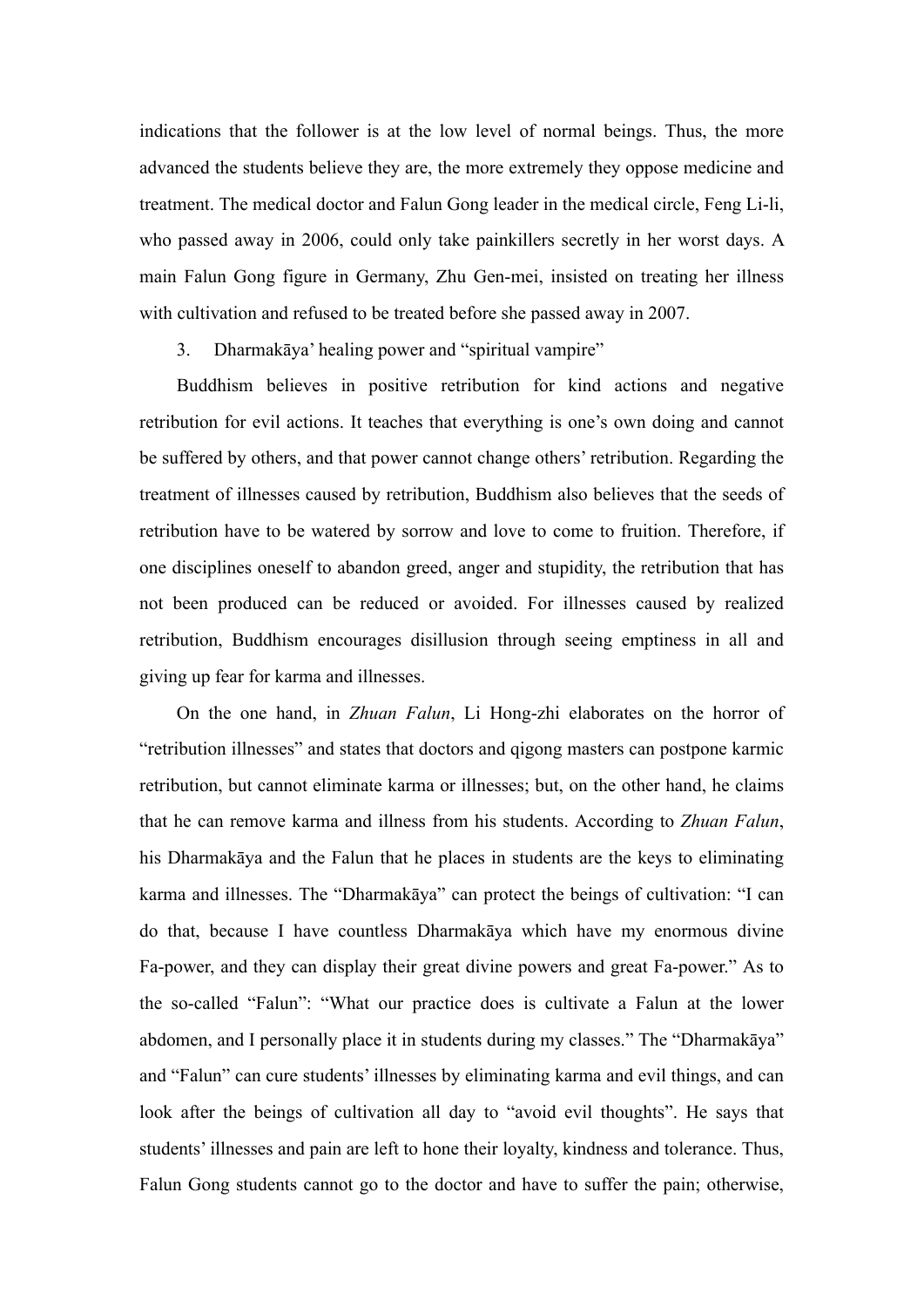indications that the follower is at the low level of normal beings. Thus, the more advanced the students believe they are, the more extremely they oppose medicine and treatment. The medical doctor and Falun Gong leader in the medical circle, Feng Li-li, who passed away in 2006, could only take painkillers secretly in her worst days. A main Falun Gong figure in Germany, Zhu Gen-mei, insisted on treating her illness with cultivation and refused to be treated before she passed away in 2007.

3. Dharmakāya' healing power and "spiritual vampire"

Buddhism believes in positive retribution for kind actions and negative retribution for evil actions. It teaches that everything is one's own doing and cannot be suffered by others, and that power cannot change others' retribution. Regarding the treatment of illnesses caused by retribution, Buddhism also believes that the seeds of retribution have to be watered by sorrow and love to come to fruition. Therefore, if one disciplines oneself to abandon greed, anger and stupidity, the retribution that has not been produced can be reduced or avoided. For illnesses caused by realized retribution, Buddhism encourages disillusion through seeing emptiness in all and giving up fear for karma and illnesses.

On the one hand, in *Zhuan Falun*, Li Hong-zhi elaborates on the horror of "retribution illnesses" and states that doctors and qigong masters can postpone karmic retribution, but cannot eliminate karma or illnesses; but, on the other hand, he claims that he can remove karma and illness from his students. According to *Zhuan Falun*, his Dharmakāya and the Falun that he places in students are the keys to eliminating karma and illnesses. The "Dharmakāya" can protect the beings of cultivation: "I can do that, because I have countless Dharmakāya which have my enormous divine Fa-power, and they can display their great divine powers and great Fa-power." As to the so-called "Falun": "What our practice does is cultivate a Falun at the lower abdomen, and I personally place it in students during my classes." The "Dharmakāya" and "Falun" can cure students' illnesses by eliminating karma and evil things, and can look after the beings of cultivation all day to "avoid evil thoughts". He says that students' illnesses and pain are left to hone their loyalty, kindness and tolerance. Thus, Falun Gong students cannot go to the doctor and have to suffer the pain; otherwise,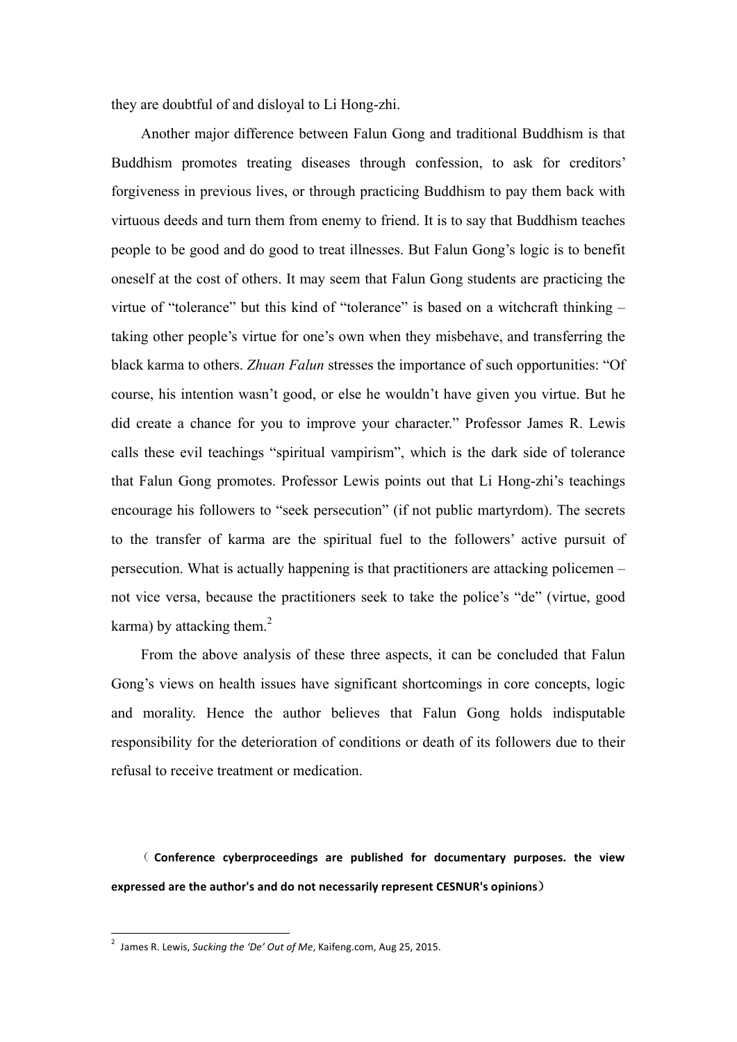they are doubtful of and disloyal to Li Hong-zhi.

Another major difference between Falun Gong and traditional Buddhism is that Buddhism promotes treating diseases through confession, to ask for creditors' forgiveness in previous lives, or through practicing Buddhism to pay them back with virtuous deeds and turn them from enemy to friend. It is to say that Buddhism teaches people to be good and do good to treat illnesses. But Falun Gong's logic is to benefit oneself at the cost of others. It may seem that Falun Gong students are practicing the virtue of "tolerance" but this kind of "tolerance" is based on a witchcraft thinking – taking other people's virtue for one's own when they misbehave, and transferring the black karma to others. *Zhuan Falun* stresses the importance of such opportunities: "Of course, his intention wasn't good, or else he wouldn't have given you virtue. But he did create a chance for you to improve your character." Professor James R. Lewis calls these evil teachings "spiritual vampirism", which is the dark side of tolerance that Falun Gong promotes. Professor Lewis points out that Li Hong-zhi's teachings encourage his followers to "seek persecution" (if not public martyrdom). The secrets to the transfer of karma are the spiritual fuel to the followers' active pursuit of persecution. What is actually happening is that practitioners are attacking policemen – not vice versa, because the practitioners seek to take the police's "de" (virtue, good karma) by attacking them.[2]

From the above analysis of these three aspects, it can be concluded that Falun Gong's views on health issues have significant shortcomings in core concepts, logic and morality. Hence the author believes that Falun Gong holds indisputable responsibility for the deterioration of conditions or death of its followers due to their refusal to receive treatment or medication.

**（Conference cyberproceedings are published for documentary purposes. the view expressed are the author's and do not necessarily represent CESNUR's opinions）**

---

[2] James R. Lewis, *Sucking the 'De' Out of Me*, Kaifeng.com, Aug 25, 2015.